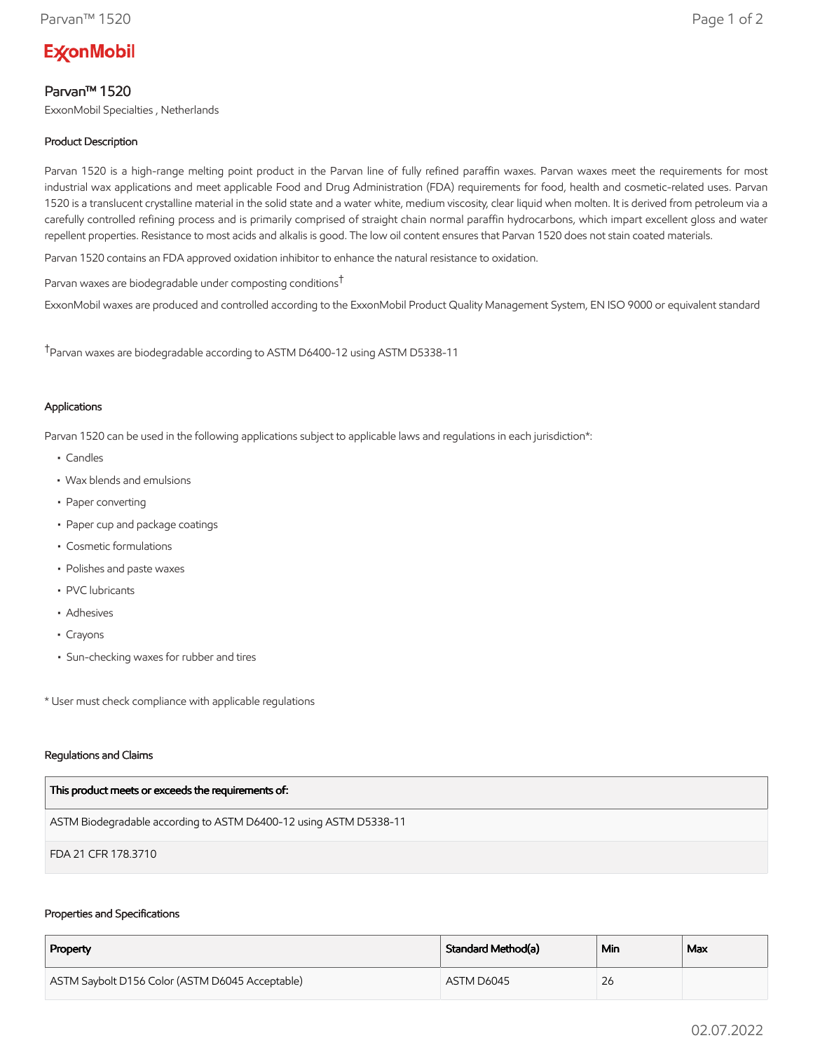ExxonMobil

# Parvan™ 1520

ExxonMobil Specialties , Netherlands

### Product Description

Parvan 1520 is a high-range melting point product in the Parvan line of fully refined paraffin waxes. Parvan waxes meet the requirements for most industrial wax applications and meet applicable Food and Drug Administration (FDA) requirements for food, health and cosmetic-related uses. Parvan 1520 is a translucent crystalline material in the solid state and a water white, medium viscosity, clear liquid when molten. It is derived from petroleum via a carefully controlled refining process and is primarily comprised of straight chain normal paraffin hydrocarbons, which impart excellent gloss and water repellent properties. Resistance to most acids and alkalis is good. The low oil content ensures that Parvan 1520 does not stain coated materials.

Parvan 1520 contains an FDA approved oxidation inhibitor to enhance the natural resistance to oxidation.

Parvan waxes are biodegradable under composting conditions[†]

ExxonMobil waxes are produced and controlled according to the ExxonMobil Product Quality Management System, EN ISO 9000 or equivalent standard

[†]Parvan waxes are biodegradable according to ASTM D6400-12 using ASTM D5338-11

### Applications

Parvan 1520 can be used in the following applications subject to applicable laws and regulations in each jurisdiction*:

- Candles
- Wax blends and emulsions
- Paper converting
- Paper cup and package coatings
- Cosmetic formulations
- Polishes and paste waxes
- PVC lubricants
- Adhesives
- Crayons
- Sun-checking waxes for rubber and tires

* User must check compliance with applicable regulations

### Regulations and Claims

| This product meets or exceeds the requirements of: |
|---|
| ASTM Biodegradable according to ASTM D6400-12 using ASTM D5338-11 |
| FDA 21 CFR 178.3710 |

### Properties and Specifications

| Property | Standard Method(a) | Min | Max |
|---|---|---|---|
| ASTM Saybolt D156 Color (ASTM D6045 Acceptable) | ASTM D6045 | 26 | |

02.07.2022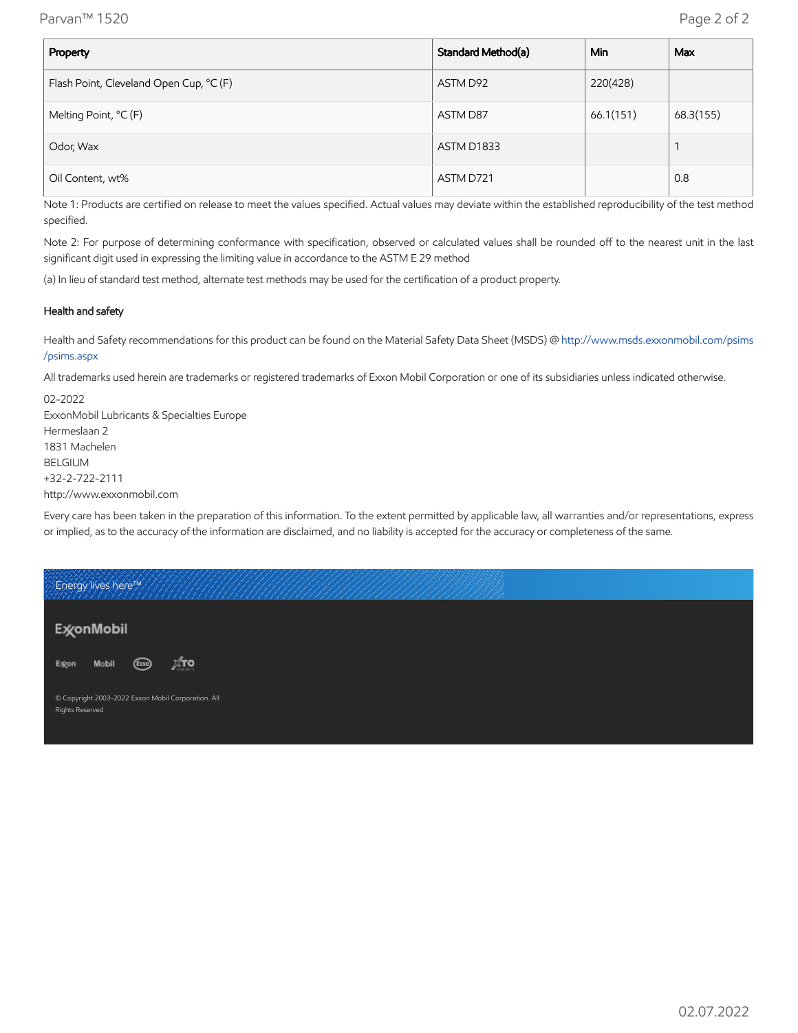| Property | Standard Method(a) | Min | Max |
|---|---|---|---|
| Flash Point, Cleveland Open Cup, °C (F) | ASTM D92 | 220(428) | |
| Melting Point, °C (F) | ASTM D87 | 66.1(151) | 68.3(155) |
| Odor, Wax | ASTM D1833 | | 1 |
| Oil Content, wt% | ASTM D721 | | 0.8 |

Note 1: Products are certified on release to meet the values specified. Actual values may deviate within the established reproducibility of the test method specified.

Note 2: For purpose of determining conformance with specification, observed or calculated values shall be rounded off to the nearest unit in the last significant digit used in expressing the limiting value in accordance to the ASTM E 29 method

(a) In lieu of standard test method, alternate test methods may be used for the certification of a product property.

### Health and safety

Health and Safety recommendations for this product can be found on the Material Safety Data Sheet (MSDS) @ http://www.msds.exxonmobil.com/psims/psims.aspx

All trademarks used herein are trademarks or registered trademarks of Exxon Mobil Corporation or one of its subsidiaries unless indicated otherwise.

02-2022
ExxonMobil Lubricants & Specialties Europe
Hermeslaan 2
1831 Machelen
BELGIUM
+32-2-722-2111
http://www.exxonmobil.com

Every care has been taken in the preparation of this information. To the extent permitted by applicable law, all warranties and/or representations, express or implied, as to the accuracy of the information are disclaimed, and no liability is accepted for the accuracy or completeness of the same.

Energy lives here™

ExxonMobil

Exxon Mobil Esso XTO

© Copyright 2003-2022 Exxon Mobil Corporation. All Rights Reserved